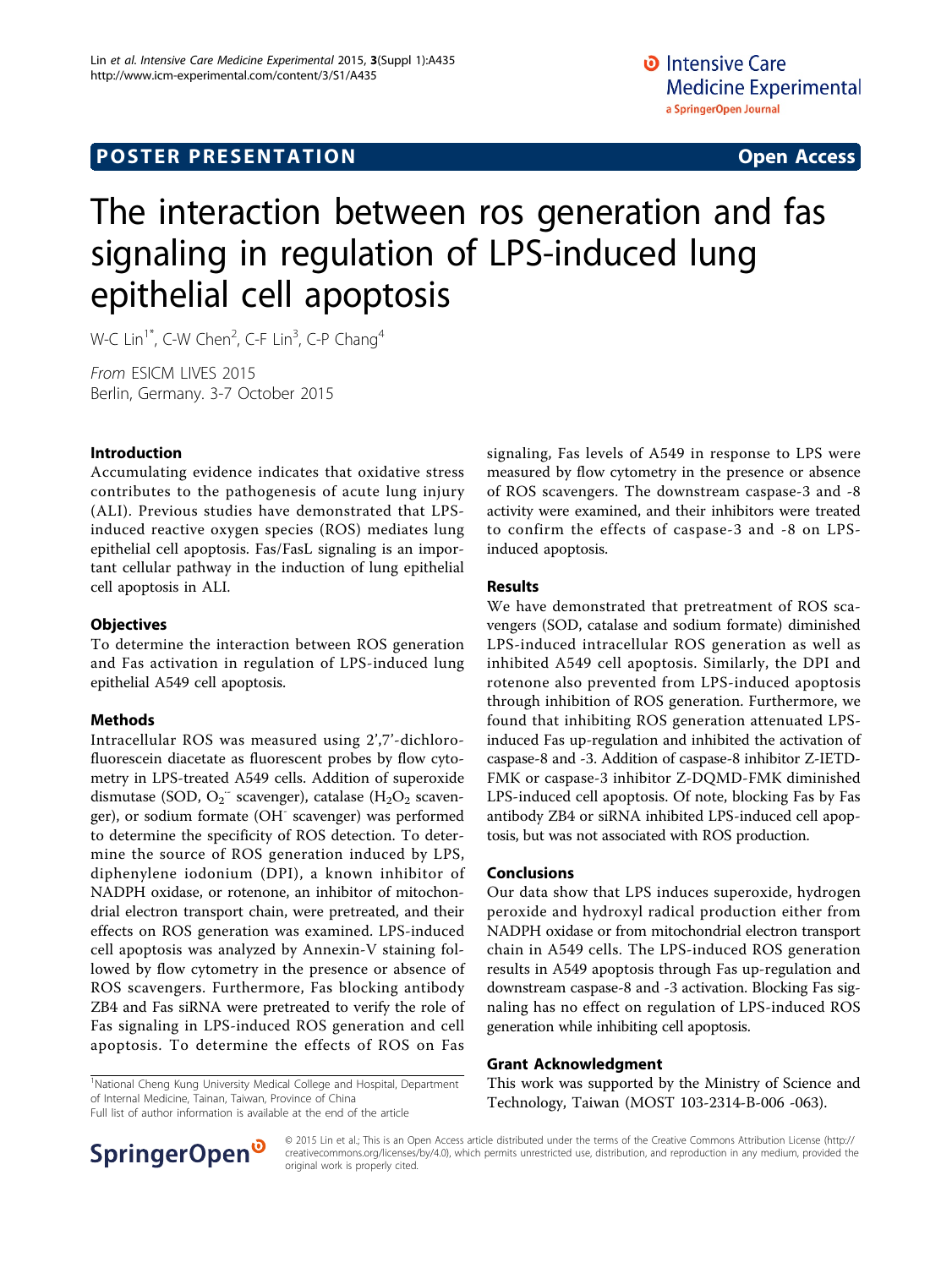POSTER PRESENTATION Open Access

# The interaction between ros generation and fas signaling in regulation of LPS-induced lung epithelial cell apoptosis

W-C Lin[1*], C-W Chen[2], C-F Lin[3], C-P Chang[4]

*From* ESICM LIVES 2015
Berlin, Germany. 3-7 October 2015

## Introduction

Accumulating evidence indicates that oxidative stress contributes to the pathogenesis of acute lung injury (ALI). Previous studies have demonstrated that LPS-induced reactive oxygen species (ROS) mediates lung epithelial cell apoptosis. Fas/FasL signaling is an important cellular pathway in the induction of lung epithelial cell apoptosis in ALI.

## Objectives

To determine the interaction between ROS generation and Fas activation in regulation of LPS-induced lung epithelial A549 cell apoptosis.

## Methods

Intracellular ROS was measured using 2',7'-dichlorofluorescein diacetate as fluorescent probes by flow cytometry in LPS-treated A549 cells. Addition of superoxide dismutase (SOD, $O_2^{\cdot-}$ scavenger), catalase ($H_2O_2$ scavenger), or sodium formate ($OH^{\cdot}$ scavenger) was performed to determine the specificity of ROS detection. To determine the source of ROS generation induced by LPS, diphenylene iodonium (DPI), a known inhibitor of NADPH oxidase, or rotenone, an inhibitor of mitochondrial electron transport chain, were pretreated, and their effects on ROS generation was examined. LPS-induced cell apoptosis was analyzed by Annexin-V staining followed by flow cytometry in the presence or absence of ROS scavengers. Furthermore, Fas blocking antibody ZB4 and Fas siRNA were pretreated to verify the role of Fas signaling in LPS-induced ROS generation and cell apoptosis. To determine the effects of ROS on Fas signaling, Fas levels of A549 in response to LPS were measured by flow cytometry in the presence or absence of ROS scavengers. The downstream caspase-3 and -8 activity were examined, and their inhibitors were treated to confirm the effects of caspase-3 and -8 on LPS-induced apoptosis.

## Results

We have demonstrated that pretreatment of ROS scavengers (SOD, catalase and sodium formate) diminished LPS-induced intracellular ROS generation as well as inhibited A549 cell apoptosis. Similarly, the DPI and rotenone also prevented from LPS-induced apoptosis through inhibition of ROS generation. Furthermore, we found that inhibiting ROS generation attenuated LPS-induced Fas up-regulation and inhibited the activation of caspase-8 and -3. Addition of caspase-8 inhibitor Z-IETD-FMK or caspase-3 inhibitor Z-DQMD-FMK diminished LPS-induced cell apoptosis. Of note, blocking Fas by Fas antibody ZB4 or siRNA inhibited LPS-induced cell apoptosis, but was not associated with ROS production.

## Conclusions

Our data show that LPS induces superoxide, hydrogen peroxide and hydroxyl radical production either from NADPH oxidase or from mitochondrial electron transport chain in A549 cells. The LPS-induced ROS generation results in A549 apoptosis through Fas up-regulation and downstream caspase-8 and -3 activation. Blocking Fas signaling has no effect on regulation of LPS-induced ROS generation while inhibiting cell apoptosis.

## Grant Acknowledgment

This work was supported by the Ministry of Science and Technology, Taiwan (MOST 103-2314-B-006 -063).

[1]National Cheng Kung University Medical College and Hospital, Department of Internal Medicine, Tainan, Taiwan, Province of China
Full list of author information is available at the end of the article

© 2015 Lin et al.; This is an Open Access article distributed under the terms of the Creative Commons Attribution License (http://creativecommons.org/licenses/by/4.0), which permits unrestricted use, distribution, and reproduction in any medium, provided the original work is properly cited.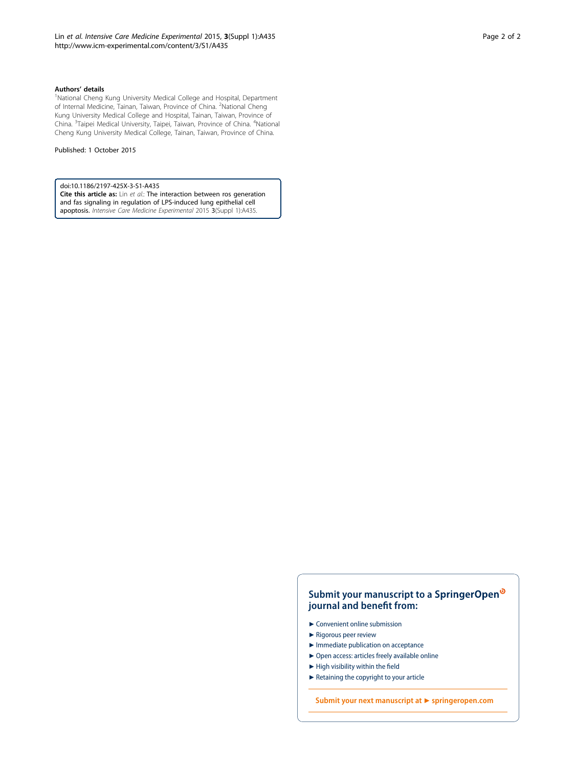### Authors' details

[1]National Cheng Kung University Medical College and Hospital, Department of Internal Medicine, Tainan, Taiwan, Province of China. [2]National Cheng Kung University Medical College and Hospital, Tainan, Taiwan, Province of China. [3]Taipei Medical University, Taipei, Taiwan, Province of China. [4]National Cheng Kung University Medical College, Tainan, Taiwan, Province of China.

Published: 1 October 2015

doi:10.1186/2197-425X-3-S1-A435

**Cite this article as:** Lin *et al.*: The interaction between ros generation and fas signaling in regulation of LPS-induced lung epithelial cell apoptosis. *Intensive Care Medicine Experimental* 2015 **3**(Suppl 1):A435.

**Submit your manuscript to a SpringerOpen journal and benefit from:**

- ► Convenient online submission
- ► Rigorous peer review
- ► Immediate publication on acceptance
- ► Open access: articles freely available online
- ► High visibility within the field
- ► Retaining the copyright to your article

**Submit your next manuscript at ► springeropen.com**